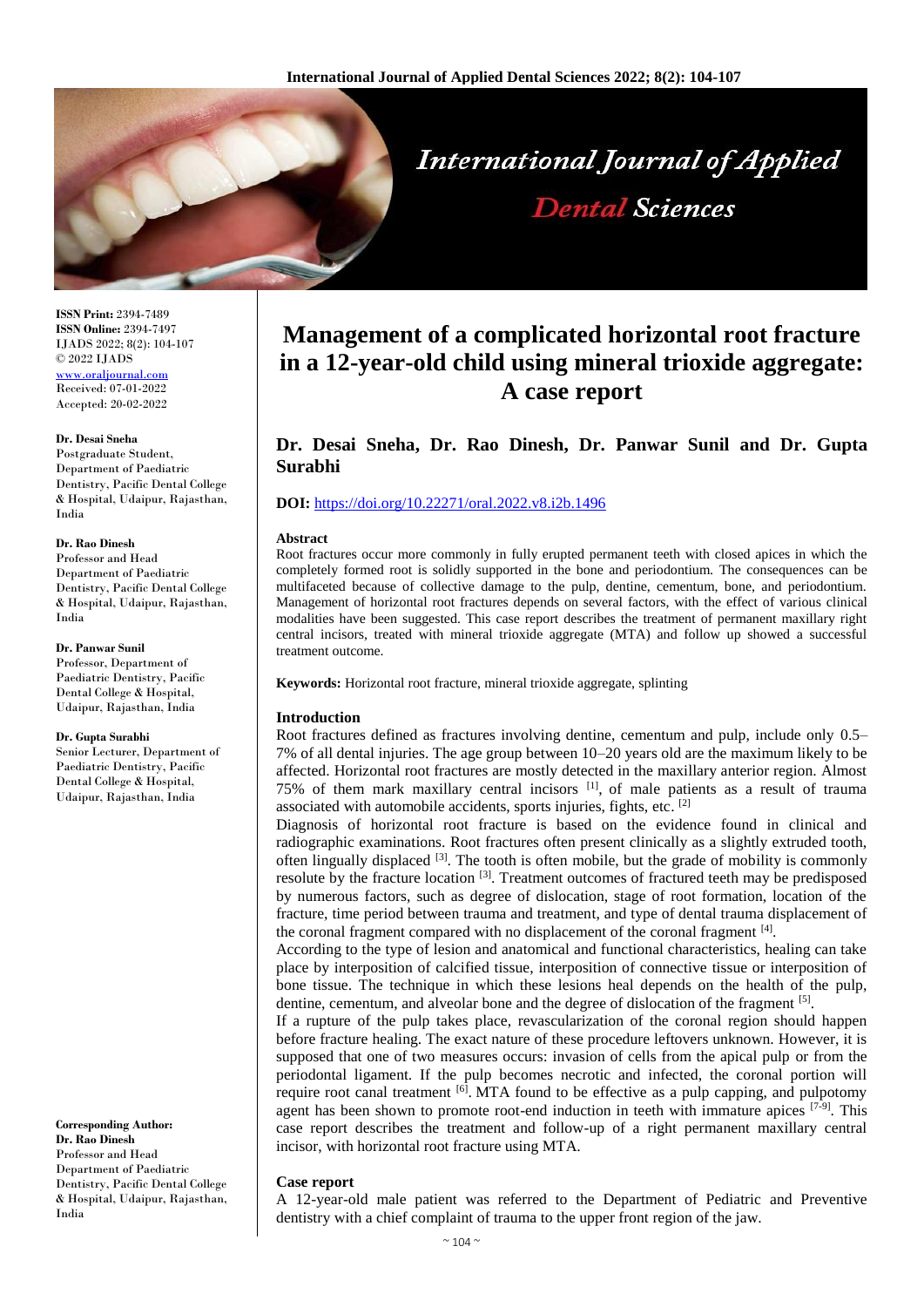**ISSN Print:** 2394-7489
**ISSN Online:** 2394-7497
IJADS 2022; 8(2): 104-107
© 2022 IJADS
www.oraljournal.com
Received: 07-01-2022
Accepted: 20-02-2022

**Dr. Desai Sneha**
Postgraduate Student, Department of Paediatric Dentistry, Pacific Dental College & Hospital, Udaipur, Rajasthan, India

**Dr. Rao Dinesh**
Professor and Head Department of Paediatric Dentistry, Pacific Dental College & Hospital, Udaipur, Rajasthan, India

**Dr. Panwar Sunil**
Professor, Department of Paediatric Dentistry, Pacific Dental College & Hospital, Udaipur, Rajasthan, India

**Dr. Gupta Surabhi**
Senior Lecturer, Department of Paediatric Dentistry, Pacific Dental College & Hospital, Udaipur, Rajasthan, India

**Corresponding Author:**
**Dr. Rao Dinesh**
Professor and Head Department of Paediatric Dentistry, Pacific Dental College & Hospital, Udaipur, Rajasthan, India

# Management of a complicated horizontal root fracture in a 12-year-old child using mineral trioxide aggregate: A case report

**Dr. Desai Sneha, Dr. Rao Dinesh, Dr. Panwar Sunil and Dr. Gupta Surabhi**

**DOI:** https://doi.org/10.22271/oral.2022.v8.i2b.1496

#### Abstract

Root fractures occur more commonly in fully erupted permanent teeth with closed apices in which the completely formed root is solidly supported in the bone and periodontium. The consequences can be multifaceted because of collective damage to the pulp, dentine, cementum, bone, and periodontium. Management of horizontal root fractures depends on several factors, with the effect of various clinical modalities have been suggested. This case report describes the treatment of permanent maxillary right central incisors, treated with mineral trioxide aggregate (MTA) and follow up showed a successful treatment outcome.

**Keywords:** Horizontal root fracture, mineral trioxide aggregate, splinting

## Introduction

Root fractures defined as fractures involving dentine, cementum and pulp, include only 0.5–7% of all dental injuries. The age group between 10–20 years old are the maximum likely to be affected. Horizontal root fractures are mostly detected in the maxillary anterior region. Almost 75% of them mark maxillary central incisors [1], of male patients as a result of trauma associated with automobile accidents, sports injuries, fights, etc. [2]

Diagnosis of horizontal root fracture is based on the evidence found in clinical and radiographic examinations. Root fractures often present clinically as a slightly extruded tooth, often lingually displaced [3]. The tooth is often mobile, but the grade of mobility is commonly resolute by the fracture location [3]. Treatment outcomes of fractured teeth may be predisposed by numerous factors, such as degree of dislocation, stage of root formation, location of the fracture, time period between trauma and treatment, and type of dental trauma displacement of the coronal fragment compared with no displacement of the coronal fragment [4].

According to the type of lesion and anatomical and functional characteristics, healing can take place by interposition of calcified tissue, interposition of connective tissue or interposition of bone tissue. The technique in which these lesions heal depends on the health of the pulp, dentine, cementum, and alveolar bone and the degree of dislocation of the fragment [5].

If a rupture of the pulp takes place, revascularization of the coronal region should happen before fracture healing. The exact nature of these procedure leftovers unknown. However, it is supposed that one of two measures occurs: invasion of cells from the apical pulp or from the periodontal ligament. If the pulp becomes necrotic and infected, the coronal portion will require root canal treatment [6]. MTA found to be effective as a pulp capping, and pulpotomy agent has been shown to promote root-end induction in teeth with immature apices [7-9]. This case report describes the treatment and follow-up of a right permanent maxillary central incisor, with horizontal root fracture using MTA.

## Case report

A 12-year-old male patient was referred to the Department of Pediatric and Preventive dentistry with a chief complaint of trauma to the upper front region of the jaw.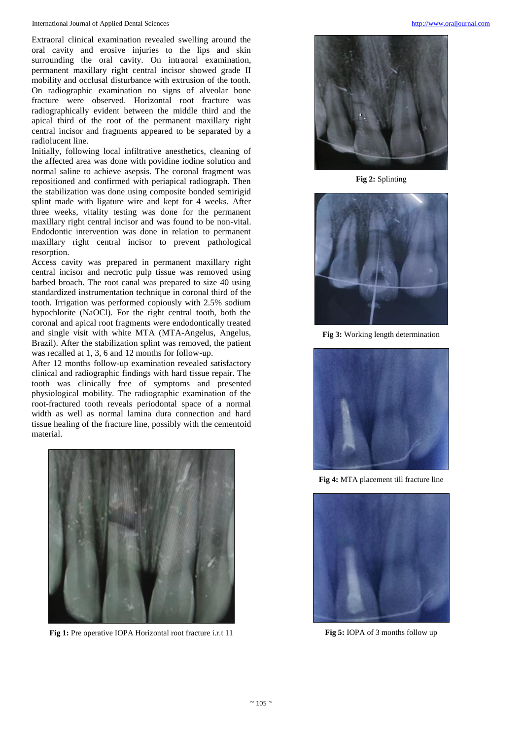Extraoral clinical examination revealed swelling around the oral cavity and erosive injuries to the lips and skin surrounding the oral cavity. On intraoral examination, permanent maxillary right central incisor showed grade II mobility and occlusal disturbance with extrusion of the tooth. On radiographic examination no signs of alveolar bone fracture were observed. Horizontal root fracture was radiographically evident between the middle third and the apical third of the root of the permanent maxillary right central incisor and fragments appeared to be separated by a radiolucent line.

Initially, following local infiltrative anesthetics, cleaning of the affected area was done with povidine iodine solution and normal saline to achieve asepsis. The coronal fragment was repositioned and confirmed with periapical radiograph. Then the stabilization was done using composite bonded semirigid splint made with ligature wire and kept for 4 weeks. After three weeks, vitality testing was done for the permanent maxillary right central incisor and was found to be non-vital. Endodontic intervention was done in relation to permanent maxillary right central incisor to prevent pathological resorption.

Access cavity was prepared in permanent maxillary right central incisor and necrotic pulp tissue was removed using barbed broach. The root canal was prepared to size 40 using standardized instrumentation technique in coronal third of the tooth. Irrigation was performed copiously with 2.5% sodium hypochlorite (NaOCl). For the right central tooth, both the coronal and apical root fragments were endodontically treated and single visit with white MTA (MTA-Angelus, Angelus, Brazil). After the stabilization splint was removed, the patient was recalled at 1, 3, 6 and 12 months for follow-up.

After 12 months follow-up examination revealed satisfactory clinical and radiographic findings with hard tissue repair. The tooth was clinically free of symptoms and presented physiological mobility. The radiographic examination of the root-fractured tooth reveals periodontal space of a normal width as well as normal lamina dura connection and hard tissue healing of the fracture line, possibly with the cementoid material.

**Fig 1:** Pre operative IOPA Horizontal root fracture i.r.t 11

**Fig 2:** Splinting

**Fig 3:** Working length determination

**Fig 4:** MTA placement till fracture line

**Fig 5:** IOPA of 3 months follow up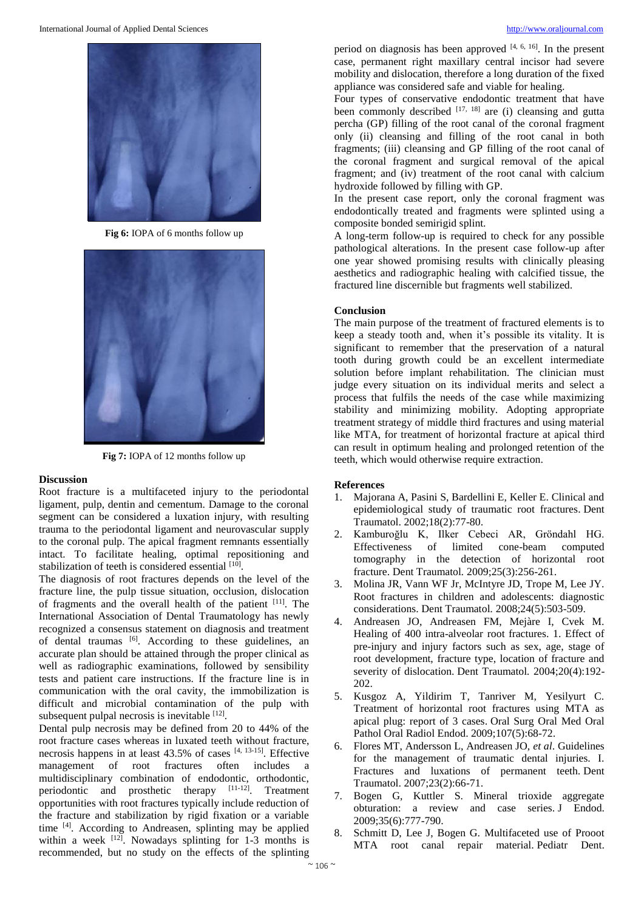Fig 6: IOPA of 6 months follow up

Fig 7: IOPA of 12 months follow up

## Discussion

Root fracture is a multifaceted injury to the periodontal ligament, pulp, dentin and cementum. Damage to the coronal segment can be considered a luxation injury, with resulting trauma to the periodontal ligament and neurovascular supply to the coronal pulp. The apical fragment remnants essentially intact. To facilitate healing, optimal repositioning and stabilization of teeth is considered essential [10].

The diagnosis of root fractures depends on the level of the fracture line, the pulp tissue situation, occlusion, dislocation of fragments and the overall health of the patient [11]. The International Association of Dental Traumatology has newly recognized a consensus statement on diagnosis and treatment of dental traumas [6]. According to these guidelines, an accurate plan should be attained through the proper clinical as well as radiographic examinations, followed by sensibility tests and patient care instructions. If the fracture line is in communication with the oral cavity, the immobilization is difficult and microbial contamination of the pulp with subsequent pulpal necrosis is inevitable [12].

Dental pulp necrosis may be defined from 20 to 44% of the root fracture cases whereas in luxated teeth without fracture, necrosis happens in at least 43.5% of cases [4, 13-15]. Effective management of root fractures often includes a multidisciplinary combination of endodontic, orthodontic, periodontic and prosthetic therapy [11-12]. Treatment opportunities with root fractures typically include reduction of the fracture and stabilization by rigid fixation or a variable time [4]. According to Andreasen, splinting may be applied within a week [12]. Nowadays splinting for 1-3 months is recommended, but no study on the effects of the splinting period on diagnosis has been approved [4, 6, 16]. In the present case, permanent right maxillary central incisor had severe mobility and dislocation, therefore a long duration of the fixed appliance was considered safe and viable for healing.

Four types of conservative endodontic treatment that have been commonly described [17, 18] are (i) cleansing and gutta percha (GP) filling of the root canal of the coronal fragment only (ii) cleansing and filling of the root canal in both fragments; (iii) cleansing and GP filling of the root canal of the coronal fragment and surgical removal of the apical fragment; and (iv) treatment of the root canal with calcium hydroxide followed by filling with GP.

In the present case report, only the coronal fragment was endodontically treated and fragments were splinted using a composite bonded semirigid splint.

A long-term follow-up is required to check for any possible pathological alterations. In the present case follow-up after one year showed promising results with clinically pleasing aesthetics and radiographic healing with calcified tissue, the fractured line discernible but fragments well stabilized.

## Conclusion

The main purpose of the treatment of fractured elements is to keep a steady tooth and, when it's possible its vitality. It is significant to remember that the preservation of a natural tooth during growth could be an excellent intermediate solution before implant rehabilitation. The clinician must judge every situation on its individual merits and select a process that fulfils the needs of the case while maximizing stability and minimizing mobility. Adopting appropriate treatment strategy of middle third fractures and using material like MTA, for treatment of horizontal fracture at apical third can result in optimum healing and prolonged retention of the teeth, which would otherwise require extraction.

## References

1. Majorana A, Pasini S, Bardellini E, Keller E. Clinical and epidemiological study of traumatic root fractures. Dent Traumatol. 2002;18(2):77-80.
2. Kamburoğlu K, Ilker Cebeci AR, Gröndahl HG. Effectiveness of limited cone-beam computed tomography in the detection of horizontal root fracture. Dent Traumatol. 2009;25(3):256-261.
3. Molina JR, Vann WF Jr, McIntyre JD, Trope M, Lee JY. Root fractures in children and adolescents: diagnostic considerations. Dent Traumatol. 2008;24(5):503-509.
4. Andreasen JO, Andreasen FM, Mejàre I, Cvek M. Healing of 400 intra-alveolar root fractures. 1. Effect of pre-injury and injury factors such as sex, age, stage of root development, fracture type, location of fracture and severity of dislocation. Dent Traumatol. 2004;20(4):192-202.
5. Kusgoz A, Yildirim T, Tanriver M, Yesilyurt C. Treatment of horizontal root fractures using MTA as apical plug: report of 3 cases. Oral Surg Oral Med Oral Pathol Oral Radiol Endod. 2009;107(5):68-72.
6. Flores MT, Andersson L, Andreasen JO, *et al*. Guidelines for the management of traumatic dental injuries. I. Fractures and luxations of permanent teeth. Dent Traumatol. 2007;23(2):66-71.
7. Bogen G, Kuttler S. Mineral trioxide aggregate obturation: a review and case series. J Endod. 2009;35(6):777-790.
8. Schmitt D, Lee J, Bogen G. Multifaceted use of Prooot MTA root canal repair material. Pediatr Dent.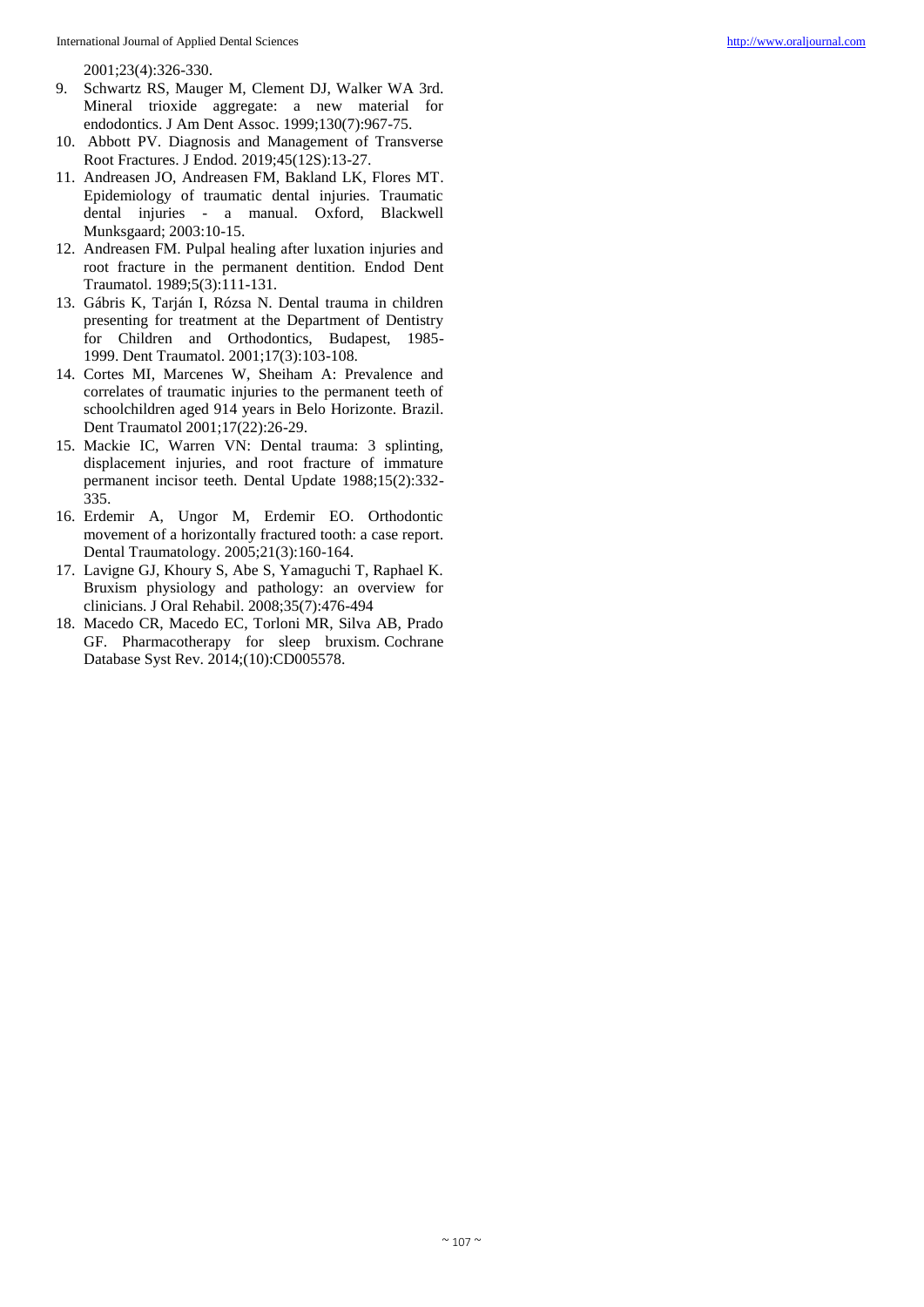2001;23(4):326-330.

9. Schwartz RS, Mauger M, Clement DJ, Walker WA 3rd. Mineral trioxide aggregate: a new material for endodontics. J Am Dent Assoc. 1999;130(7):967-75.
10. Abbott PV. Diagnosis and Management of Transverse Root Fractures. J Endod. 2019;45(12S):13-27.
11. Andreasen JO, Andreasen FM, Bakland LK, Flores MT. Epidemiology of traumatic dental injuries. Traumatic dental injuries - a manual. Oxford, Blackwell Munksgaard; 2003:10-15.
12. Andreasen FM. Pulpal healing after luxation injuries and root fracture in the permanent dentition. Endod Dent Traumatol. 1989;5(3):111-131.
13. Gábris K, Tarján I, Rózsa N. Dental trauma in children presenting for treatment at the Department of Dentistry for Children and Orthodontics, Budapest, 1985-1999. Dent Traumatol. 2001;17(3):103-108.
14. Cortes MI, Marcenes W, Sheiham A: Prevalence and correlates of traumatic injuries to the permanent teeth of schoolchildren aged 914 years in Belo Horizonte. Brazil. Dent Traumatol 2001;17(22):26-29.
15. Mackie IC, Warren VN: Dental trauma: 3 splinting, displacement injuries, and root fracture of immature permanent incisor teeth. Dental Update 1988;15(2):332-335.
16. Erdemir A, Ungor M, Erdemir EO. Orthodontic movement of a horizontally fractured tooth: a case report. Dental Traumatology. 2005;21(3):160-164.
17. Lavigne GJ, Khoury S, Abe S, Yamaguchi T, Raphael K. Bruxism physiology and pathology: an overview for clinicians. J Oral Rehabil. 2008;35(7):476-494
18. Macedo CR, Macedo EC, Torloni MR, Silva AB, Prado GF. Pharmacotherapy for sleep bruxism. Cochrane Database Syst Rev. 2014;(10):CD005578.